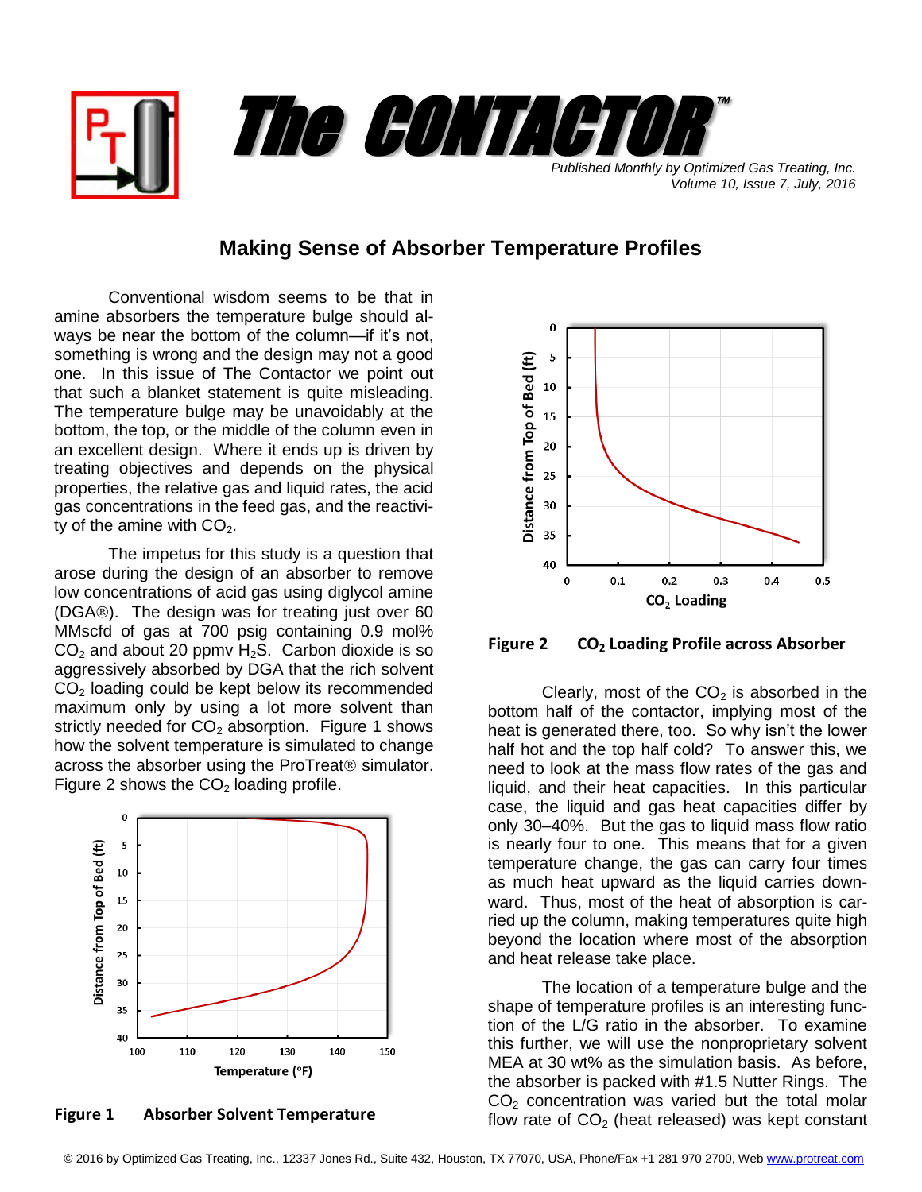# The CONTACTOR™

*Published Monthly by Optimized Gas Treating, Inc.*
*Volume 10, Issue 7, July, 2016*

## Making Sense of Absorber Temperature Profiles

Conventional wisdom seems to be that in amine absorbers the temperature bulge should always be near the bottom of the column—if it's not, something is wrong and the design may not a good one. In this issue of The Contactor we point out that such a blanket statement is quite misleading. The temperature bulge may be unavoidably at the bottom, the top, or the middle of the column even in an excellent design. Where it ends up is driven by treating objectives and depends on the physical properties, the relative gas and liquid rates, the acid gas concentrations in the feed gas, and the reactivity of the amine with $CO_2$.

The impetus for this study is a question that arose during the design of an absorber to remove low concentrations of acid gas using diglycol amine (DGA®). The design was for treating just over 60 MMscfd of gas at 700 psig containing 0.9 mol% $CO_2$ and about 20 ppmv $H_2S$. Carbon dioxide is so aggressively absorbed by DGA that the rich solvent $CO_2$ loading could be kept below its recommended maximum only by using a lot more solvent than strictly needed for $CO_2$ absorption. Figure 1 shows how the solvent temperature is simulated to change across the absorber using the ProTreat® simulator. Figure 2 shows the $CO_2$ loading profile.

**Figure 1 Absorber Solvent Temperature**

**Figure 2 $CO_2$ Loading Profile across Absorber**

Clearly, most of the $CO_2$ is absorbed in the bottom half of the contactor, implying most of the heat is generated there, too. So why isn't the lower half hot and the top half cold? To answer this, we need to look at the mass flow rates of the gas and liquid, and their heat capacities. In this particular case, the liquid and gas heat capacities differ by only 30–40%. But the gas to liquid mass flow ratio is nearly four to one. This means that for a given temperature change, the gas can carry four times as much heat upward as the liquid carries downward. Thus, most of the heat of absorption is carried up the column, making temperatures quite high beyond the location where most of the absorption and heat release take place.

The location of a temperature bulge and the shape of temperature profiles is an interesting function of the L/G ratio in the absorber. To examine this further, we will use the nonproprietary solvent MEA at 30 wt% as the simulation basis. As before, the absorber is packed with #1.5 Nutter Rings. The $CO_2$ concentration was varied but the total molar flow rate of $CO_2$ (heat released) was kept constant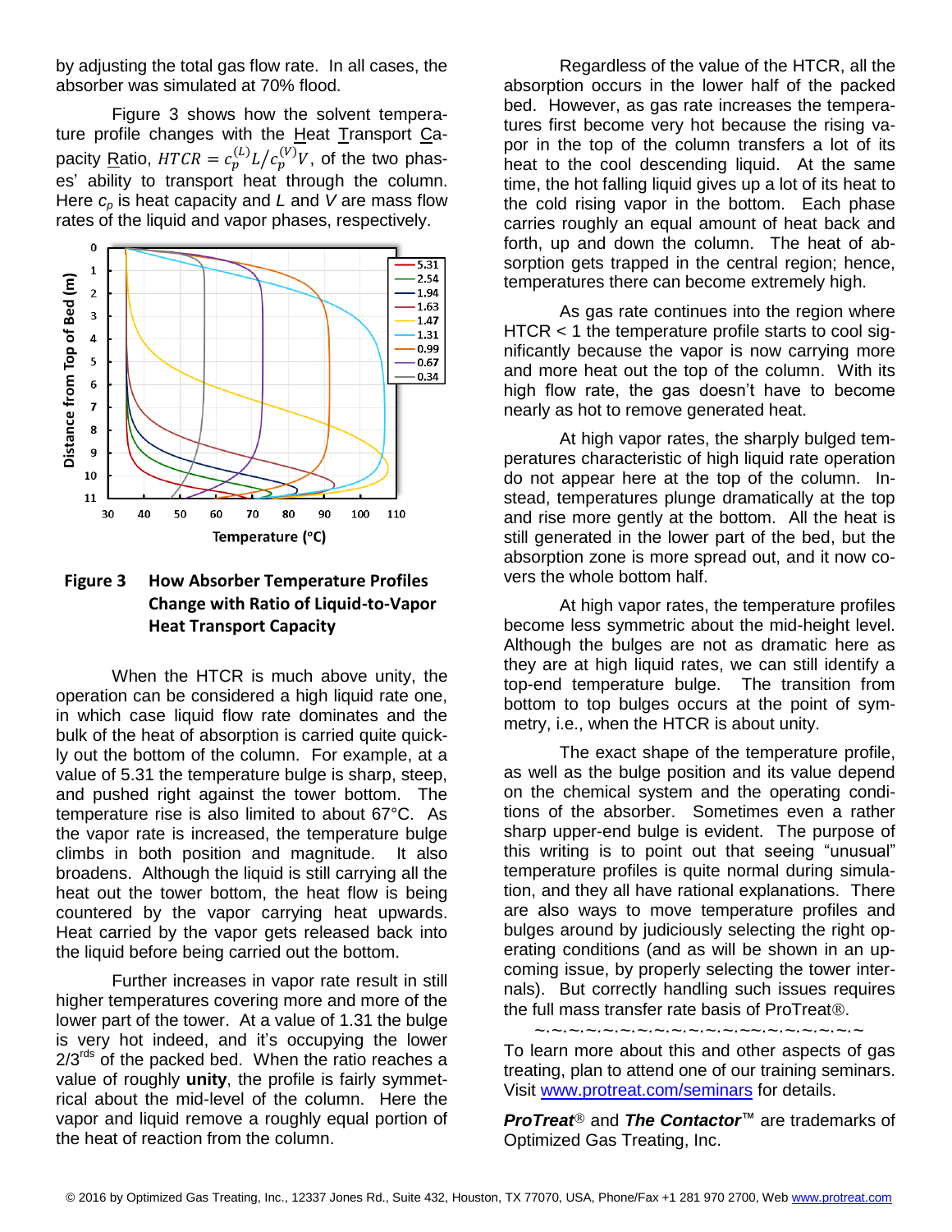by adjusting the total gas flow rate. In all cases, the absorber was simulated at 70% flood.

Figure 3 shows how the solvent temperature profile changes with the Heat Transport Capacity Ratio, $HTCR = c_p^{(L)}L/c_p^{(V)}V$, of the two phases' ability to transport heat through the column. Here $c_p$ is heat capacity and $L$ and $V$ are mass flow rates of the liquid and vapor phases, respectively.

Distance from Top of Bed (m)
0
1
2
3
4
5
6
7
8
9
10
11

Temperature (°C)
30 40 50 60 70 80 90 100 110

5.31
2.54
1.94
1.63
1.47
1.31
0.99
0.67
0.34

**Figure 3 How Absorber Temperature Profiles Change with Ratio of Liquid-to-Vapor Heat Transport Capacity**

When the HTCR is much above unity, the operation can be considered a high liquid rate one, in which case liquid flow rate dominates and the bulk of the heat of absorption is carried quite quickly out the bottom of the column. For example, at a value of 5.31 the temperature bulge is sharp, steep, and pushed right against the tower bottom. The temperature rise is also limited to about 67°C. As the vapor rate is increased, the temperature bulge climbs in both position and magnitude. It also broadens. Although the liquid is still carrying all the heat out the tower bottom, the heat flow is being countered by the vapor carrying heat upwards. Heat carried by the vapor gets released back into the liquid before being carried out the bottom.

Further increases in vapor rate result in still higher temperatures covering more and more of the lower part of the tower. At a value of 1.31 the bulge is very hot indeed, and it's occupying the lower 2/3^rds^ of the packed bed. When the ratio reaches a value of roughly **unity**, the profile is fairly symmetrical about the mid-level of the column. Here the vapor and liquid remove a roughly equal portion of the heat of reaction from the column.

Regardless of the value of the HTCR, all the absorption occurs in the lower half of the packed bed. However, as gas rate increases the temperatures first become very hot because the rising vapor in the top of the column transfers a lot of its heat to the cool descending liquid. At the same time, the hot falling liquid gives up a lot of its heat to the cold rising vapor in the bottom. Each phase carries roughly an equal amount of heat back and forth, up and down the column. The heat of absorption gets trapped in the central region; hence, temperatures there can become extremely high.

As gas rate continues into the region where HTCR < 1 the temperature profile starts to cool significantly because the vapor is now carrying more and more heat out the top of the column. With its high flow rate, the gas doesn't have to become nearly as hot to remove generated heat.

At high vapor rates, the sharply bulged temperatures characteristic of high liquid rate operation do not appear here at the top of the column. Instead, temperatures plunge dramatically at the top and rise more gently at the bottom. All the heat is still generated in the lower part of the bed, but the absorption zone is more spread out, and it now covers the whole bottom half.

At high vapor rates, the temperature profiles become less symmetric about the mid-height level. Although the bulges are not as dramatic here as they are at high liquid rates, we can still identify a top-end temperature bulge. The transition from bottom to top bulges occurs at the point of symmetry, i.e., when the HTCR is about unity.

The exact shape of the temperature profile, as well as the bulge position and its value depend on the chemical system and the operating conditions of the absorber. Sometimes even a rather sharp upper-end bulge is evident. The purpose of this writing is to point out that seeing "unusual" temperature profiles is quite normal during simulation, and they all have rational explanations. There are also ways to move temperature profiles and bulges around by judiciously selecting the right operating conditions (and as will be shown in an upcoming issue, by properly selecting the tower internals). But correctly handling such issues requires the full mass transfer rate basis of ProTreat®.

~.~.~.~.~.~.~.~.~.~.~.~.~.~~.~.~.~.~.~.~

To learn more about this and other aspects of gas treating, plan to attend one of our training seminars. Visit www.protreat.com/seminars for details.

***ProTreat***® and ***The Contactor***™ are trademarks of Optimized Gas Treating, Inc.